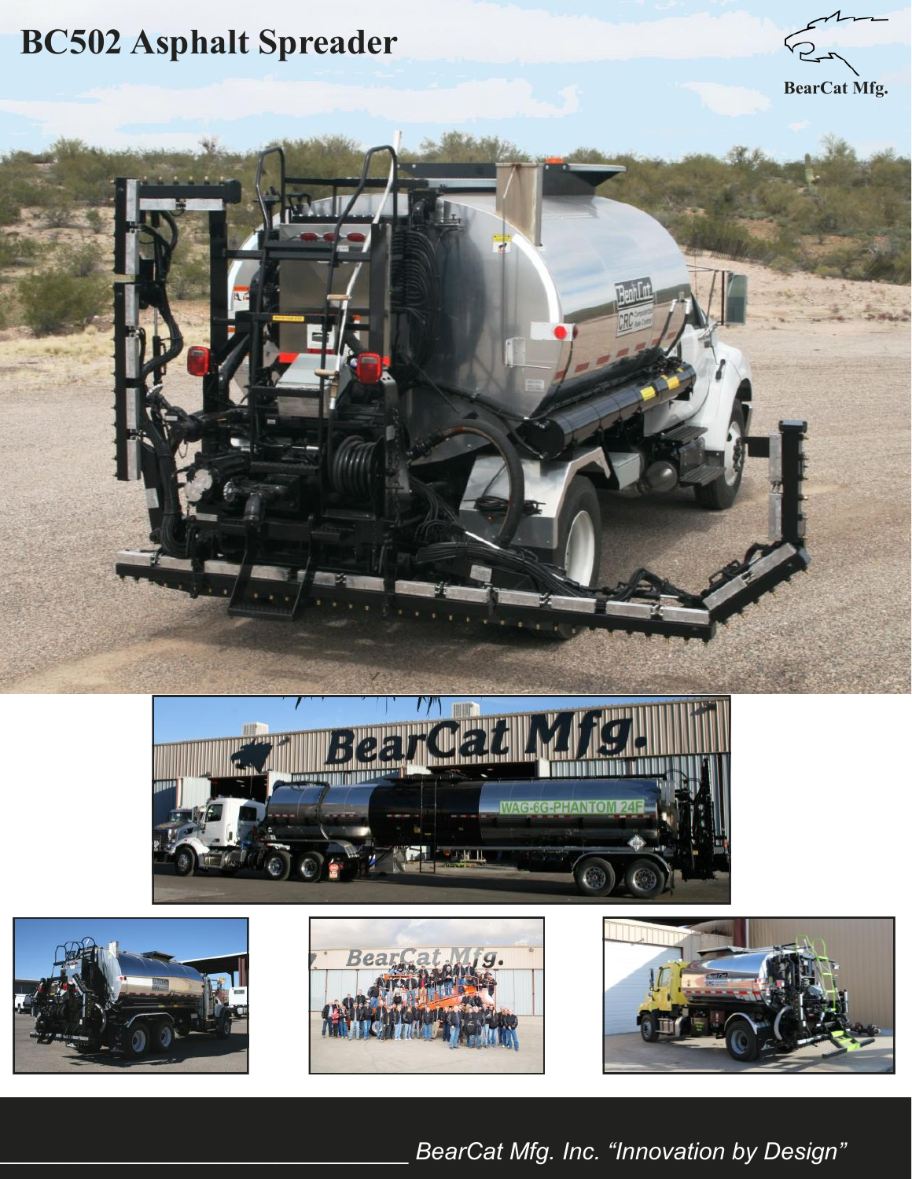# BC502 Asphalt Spreader

BearCat Mfg.

*BearCat Mfg. Inc. "Innovation by Design"*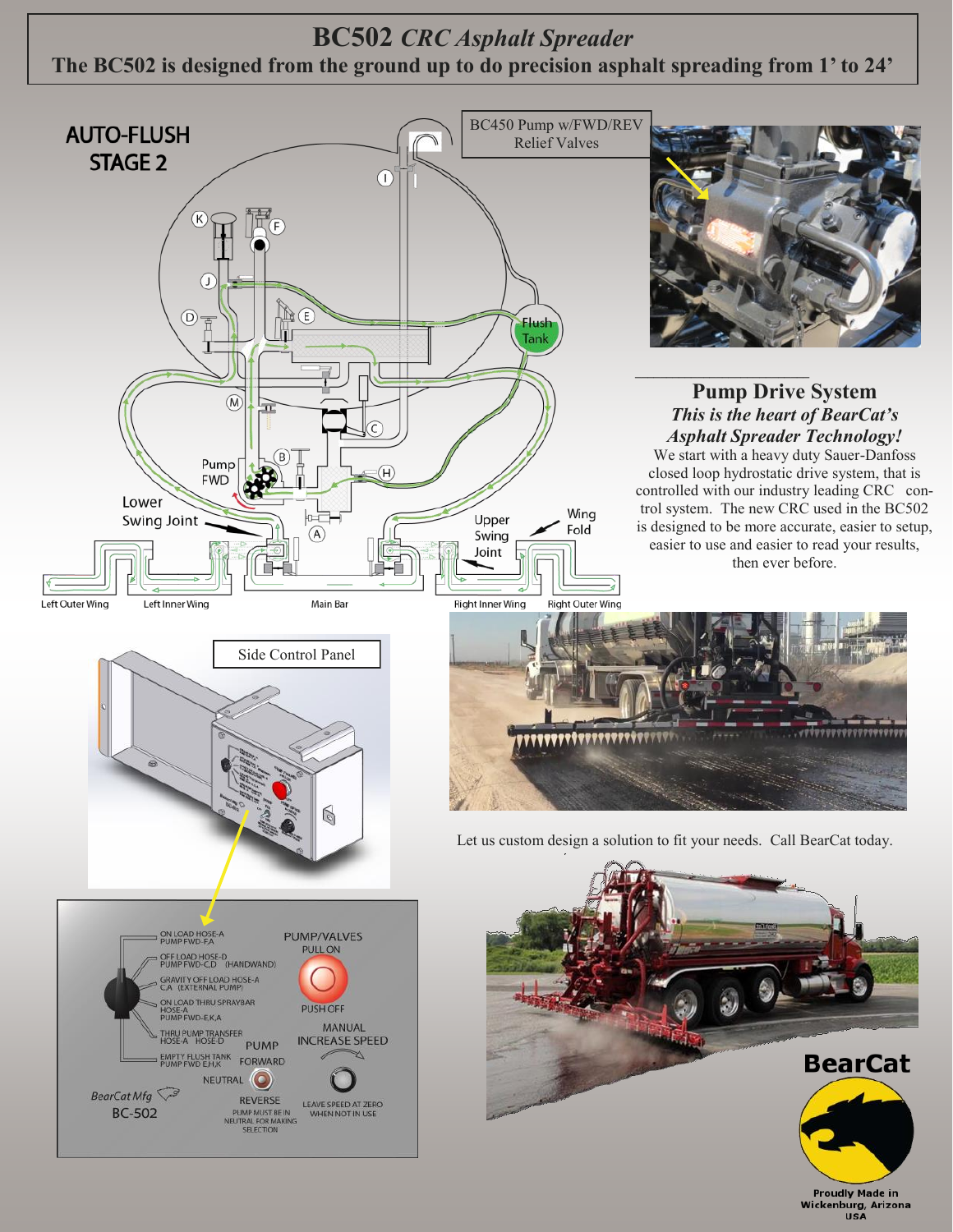# BC502 *CRC Asphalt Spreader*

**The BC502 is designed from the ground up to do precision asphalt spreading from 1' to 24'**

AUTO-FLUSH STAGE 2

BC450 Pump w/FWD/REV Relief Valves

## Pump Drive System

***This is the heart of BearCat's Asphalt Spreader Technology!***

We start with a heavy duty Sauer-Danfoss closed loop hydrostatic drive system, that is controlled with our industry leading CRC control system. The new CRC used in the BC502 is designed to be more accurate, easier to setup, easier to use and easier to read your results, then ever before.

Side Control Panel

Let us custom design a solution to fit your needs. Call BearCat today.

Proudly Made in Wickenburg, Arizona USA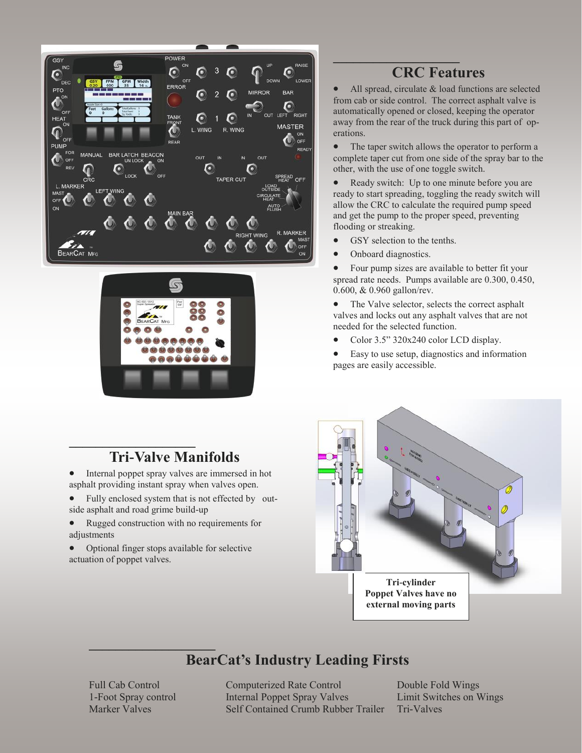## CRC Features

- All spread, circulate & load functions are selected from cab or side control. The correct asphalt valve is automatically opened or closed, keeping the operator away from the rear of the truck during this part of operations.
- The taper switch allows the operator to perform a complete taper cut from one side of the spray bar to the other, with the use of one toggle switch.
- Ready switch: Up to one minute before you are ready to start spreading, toggling the ready switch will allow the CRC to calculate the required pump speed and get the pump to the proper speed, preventing flooding or streaking.
- GSY selection to the tenths.
- Onboard diagnostics.
- Four pump sizes are available to better fit your spread rate needs. Pumps available are 0.300, 0.450, 0.600, & 0.960 gallon/rev.
- The Valve selector, selects the correct asphalt valves and locks out any asphalt valves that are not needed for the selected function.
- Color 3.5" 320x240 color LCD display.
- Easy to use setup, diagnostics and information pages are easily accessible.

## Tri-Valve Manifolds

- Internal poppet spray valves are immersed in hot asphalt providing instant spray when valves open.
- Fully enclosed system that is not effected by outside asphalt and road grime build-up
- Rugged construction with no requirements for adjustments
- Optional finger stops available for selective actuation of poppet valves.

**Tri-cylinder Poppet Valves have no external moving parts**

## BearCat's Industry Leading Firsts

| | | |
|---|---|---|
| Full Cab Control | Computerized Rate Control | Double Fold Wings |
| 1-Foot Spray control | Internal Poppet Spray Valves | Limit Switches on Wings |
| Marker Valves | Self Contained Crumb Rubber Trailer | Tri-Valves |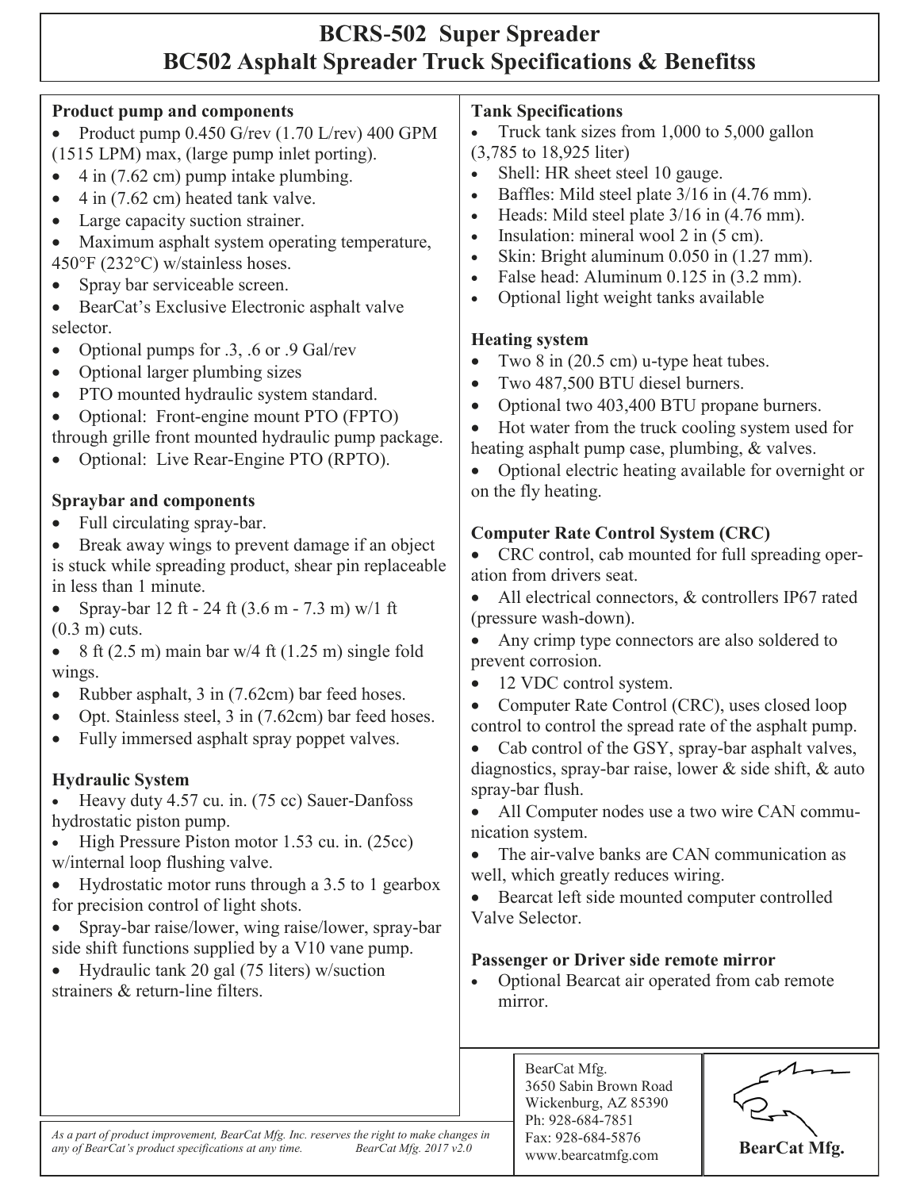# BCRS-502 Super Spreader
# BC502 Asphalt Spreader Truck Specifications & Benefitss

### Product pump and components

- Product pump 0.450 G/rev (1.70 L/rev) 400 GPM (1515 LPM) max, (large pump inlet porting).
- 4 in (7.62 cm) pump intake plumbing.
- 4 in (7.62 cm) heated tank valve.
- Large capacity suction strainer.
- Maximum asphalt system operating temperature, 450°F (232°C) w/stainless hoses.
- Spray bar serviceable screen.
- BearCat's Exclusive Electronic asphalt valve selector.
- Optional pumps for .3, .6 or .9 Gal/rev
- Optional larger plumbing sizes
- PTO mounted hydraulic system standard.
- Optional: Front-engine mount PTO (FPTO) through grille front mounted hydraulic pump package.
- Optional: Live Rear-Engine PTO (RPTO).

### Spraybar and components

- Full circulating spray-bar.
- Break away wings to prevent damage if an object is stuck while spreading product, shear pin replaceable in less than 1 minute.
- Spray-bar 12 ft - 24 ft (3.6 m - 7.3 m) w/1 ft (0.3 m) cuts.
- 8 ft (2.5 m) main bar w/4 ft (1.25 m) single fold wings.
- Rubber asphalt, 3 in (7.62cm) bar feed hoses.
- Opt. Stainless steel, 3 in (7.62cm) bar feed hoses.
- Fully immersed asphalt spray poppet valves.

### Hydraulic System

- Heavy duty 4.57 cu. in. (75 cc) Sauer-Danfoss hydrostatic piston pump.
- High Pressure Piston motor 1.53 cu. in. (25cc) w/internal loop flushing valve.
- Hydrostatic motor runs through a 3.5 to 1 gearbox for precision control of light shots.
- Spray-bar raise/lower, wing raise/lower, spray-bar side shift functions supplied by a V10 vane pump.
- Hydraulic tank 20 gal (75 liters) w/suction strainers & return-line filters.

### Tank Specifications

- Truck tank sizes from 1,000 to 5,000 gallon (3,785 to 18,925 liter)
- Shell: HR sheet steel 10 gauge.
- Baffles: Mild steel plate 3/16 in (4.76 mm).
- Heads: Mild steel plate 3/16 in (4.76 mm).
- Insulation: mineral wool 2 in (5 cm).
- Skin: Bright aluminum 0.050 in (1.27 mm).
- False head: Aluminum 0.125 in (3.2 mm).
- Optional light weight tanks available

### Heating system

- Two 8 in (20.5 cm) u-type heat tubes.
- Two 487,500 BTU diesel burners.
- Optional two 403,400 BTU propane burners.
- Hot water from the truck cooling system used for heating asphalt pump case, plumbing, & valves.
- Optional electric heating available for overnight or on the fly heating.

### Computer Rate Control System (CRC)

- CRC control, cab mounted for full spreading operation from drivers seat.
- All electrical connectors, & controllers IP67 rated (pressure wash-down).
- Any crimp type connectors are also soldered to prevent corrosion.
- 12 VDC control system.
- Computer Rate Control (CRC), uses closed loop control to control the spread rate of the asphalt pump.
- Cab control of the GSY, spray-bar asphalt valves, diagnostics, spray-bar raise, lower & side shift, & auto spray-bar flush.
- All Computer nodes use a two wire CAN communication system.
- The air-valve banks are CAN communication as well, which greatly reduces wiring.
- Bearcat left side mounted computer controlled Valve Selector.

### Passenger or Driver side remote mirror

- Optional Bearcat air operated from cab remote mirror.

BearCat Mfg.
3650 Sabin Brown Road
Wickenburg, AZ 85390
Ph: 928-684-7851
Fax: 928-684-5876
www.bearcatmfg.com

BearCat Mfg.

*As a part of product improvement, BearCat Mfg. Inc. reserves the right to make changes in any of BearCat's product specifications at any time. BearCat Mfg. 2017 v2.0*